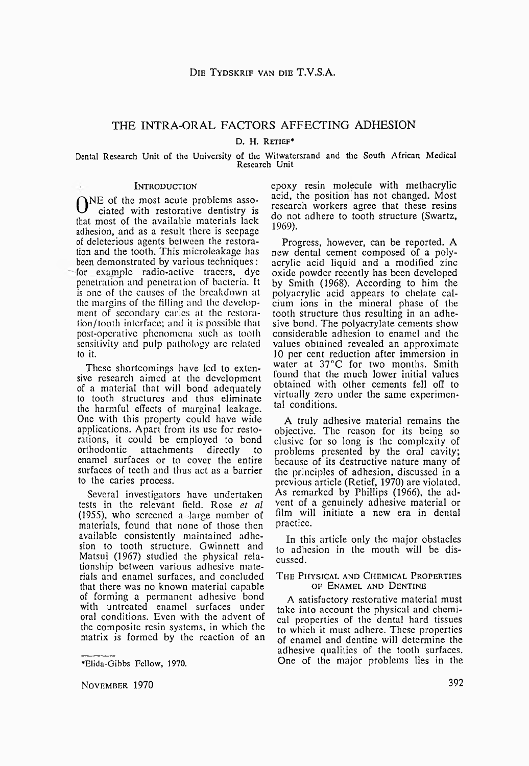# THE INTRA-ORAL FACTORS AFFECTING ADHESION

D. H. RETIEF*

Dental Research Unit of the University of the Witwatersrand and the South African Medical Research Unit

## INTRODUCTION

ONE of the most acute problems associated with restorative dentistry is that most of the available materials lack adhesion, and as a result there is seepage of deleterious agents between the restoration and the tooth. This microleakage has been demonstrated by various techniques: for example radio-active tracers, dye penetration and penetration of bacteria. It is one of the causes of the breakdown at the margins of the filling and the development of secondary caries at the restoration/tooth interface; and it is possible that post-operative phenomena such as tooth sensitivity and pulp pathology are related to it.

These shortcomings have led to extensive research aimed at the development of a material that will bond adequately to tooth structures and thus eliminate the harmful effects of marginal leakage. One with this property could have wide applications. Apart from its use for restorations, it could be employed to bond orthodontic attachments directly to enamel surfaces or to cover the entire surfaces of teeth and thus act as a barrier to the caries process.

Several investigators have undertaken tests in the relevant field. Rose *et al* (1955), who screened a large number of materials, found that none of those then available consistently maintained adhesion to tooth structure. Gwinnett and Matsui (1967) studied the physical relationship between various adhesive materials and enamel surfaces, and concluded that there was no known material capable of forming a permanent adhesive bond with untreated enamel surfaces under oral conditions. Even with the advent of the composite resin systems, in which the matrix is formed by the reaction of an epoxy resin molecule with methacrylic acid, the position has not changed. Most research workers agree that these resins do not adhere to tooth structure (Swartz, 1969).

Progress, however, can be reported. A new dental cement composed of a polyacrylic acid liquid and a modified zinc oxide powder recently has been developed by Smith (1968). According to him the polyacrylic acid appears to chelate calcium ions in the mineral phase of the tooth structure thus resulting in an adhesive bond. The polyacrylate cements show considerable adhesion to enamel and the values obtained revealed an approximate 10 per cent reduction after immersion in water at 37°C for two months. Smith found that the much lower initial values obtained with other cements fell off to virtually zero under the same experimental conditions.

A truly adhesive material remains the objective. The reason for its being so elusive for so long is the complexity of problems presented by the oral cavity; because of its destructive nature many of the principles of adhesion, discussed in a previous article (Retief, 1970) are violated. As remarked by Phillips (1966), the advent of a genuinely adhesive material or film will initiate a new era in dental practice.

In this article only the major obstacles to adhesion in the mouth will be discussed.

## THE PHYSICAL AND CHEMICAL PROPERTIES OF ENAMEL AND DENTINE

A satisfactory restorative material must take into account the physical and chemical properties of the dental hard tissues to which it must adhere. These properties of enamel and dentine will determine the adhesive qualities of the tooth surfaces. One of the major problems lies in the

*Elida-Gibbs Fellow, 1970.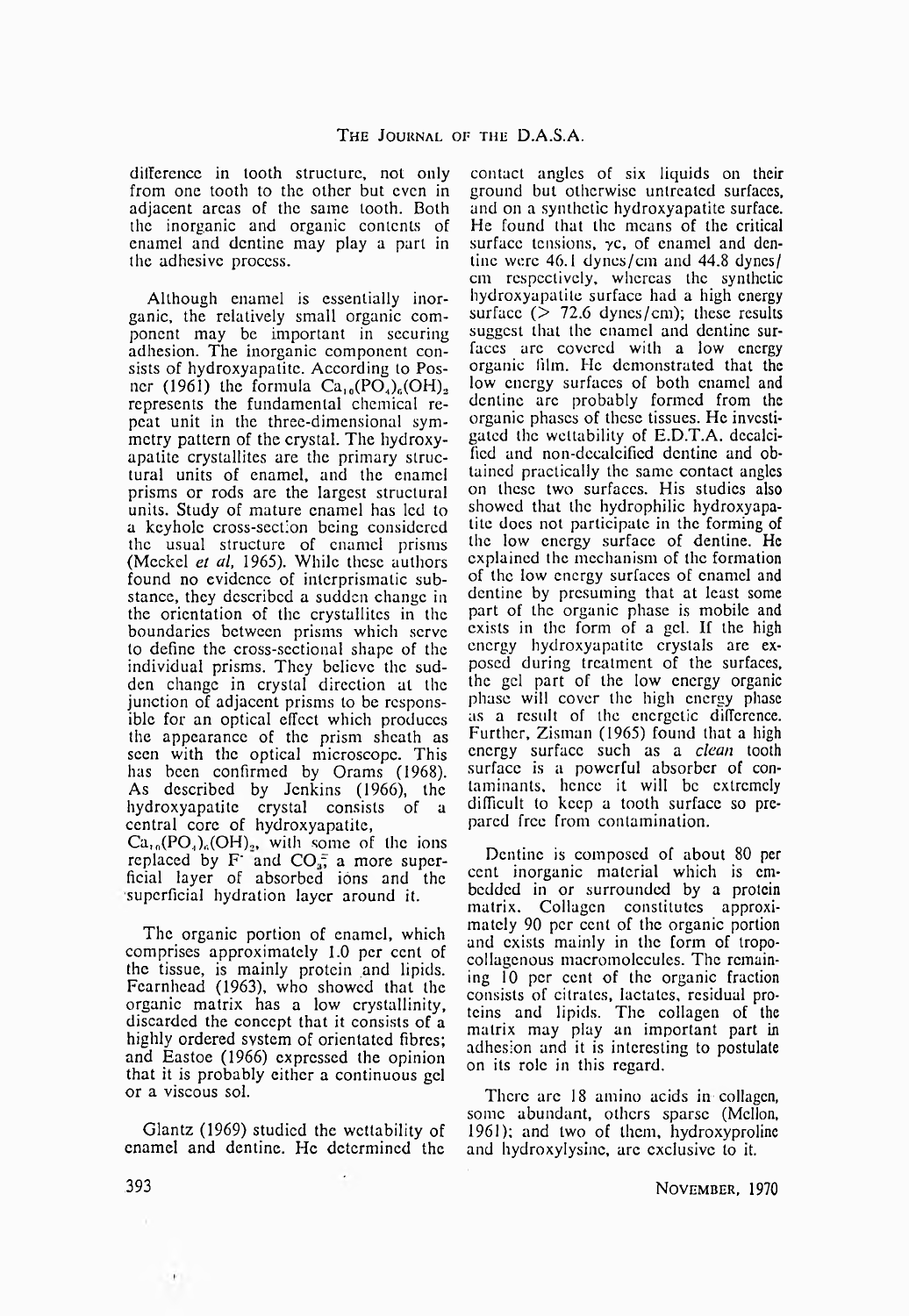difference in tooth structure, not only from one tooth to the other but even in adjacent areas of the same tooth. Both the inorganic and organic contents of enamel and dentine may play a part in the adhesive process.

Although enamel is essentially inorganic, the relatively small organic component may be important in securing adhesion. The inorganic component consists of hydroxyapatite. According to Posner (1961) the formula $Ca_{10}(PO_4)_6(OH)_2$ represents the fundamental chemical repeat unit in the three-dimensional symmetry pattern of the crystal. The hydroxyapatite crystallites are the primary structural units of enamel, and the enamel prisms or rods are the largest structural units. Study of mature enamel has led to a keyhole cross-section being considered the usual structure of enamel prisms (Meckel *et al*, 1965). While these authors found no evidence of interprismatic substance, they described a sudden change in the orientation of the crystallites in the boundaries between prisms which serve to define the cross-sectional shape of the individual prisms. They believe the sudden change in crystal direction at the junction of adjacent prisms to be responsible for an optical effect which produces the appearance of the prism sheath as seen with the optical microscope. This has been confirmed by Orams (1968). As described by Jenkins (1966), the hydroxyapatite crystal consists of a central core of hydroxyapatite, $Ca_{10}(PO_4)_6(OH)_2$, with some of the ions replaced by $F^-$ and $CO_3^=$ a more superficial layer of absorbed ions and the superficial hydration layer around it.

The organic portion of enamel, which comprises approximately 1.0 per cent of the tissue, is mainly protein and lipids. Fearnhead (1963), who showed that the organic matrix has a low crystallinity, discarded the concept that it consists of a highly ordered system of orientated fibres; and Eastoe (1966) expressed the opinion that it is probably either a continuous gel or a viscous sol.

Glantz (1969) studied the wettability of enamel and dentine. He determined the contact angles of six liquids on their ground but otherwise untreated surfaces, and on a synthetic hydroxyapatite surface. He found that the means of the critical surface tensions, $\gamma c$, of enamel and dentine were 46.1 dynes/cm and 44.8 dynes/cm respectively, whereas the synthetic hydroxyapatite surface had a high energy surface ($>$ 72.6 dynes/cm); these results suggest that the enamel and dentine surfaces are covered with a low energy organic film. He demonstrated that the low energy surfaces of both enamel and dentine are probably formed from the organic phases of these tissues. He investigated the wettability of E.D.T.A. decalcified and non-decalcified dentine and obtained practically the same contact angles on these two surfaces. His studies also showed that the hydrophilic hydroxyapatite does not participate in the forming of the low energy surface of dentine. He explained the mechanism of the formation of the low energy surfaces of enamel and dentine by presuming that at least some part of the organic phase is mobile and exists in the form of a gel. If the high energy hydroxyapatite crystals are exposed during treatment of the surfaces, the gel part of the low energy organic phase will cover the high energy phase as a result of the energetic difference. Further, Zisman (1965) found that a high energy surface such as a *clean* tooth surface is a powerful absorber of contaminants, hence it will be extremely difficult to keep a tooth surface so prepared free from contamination.

Dentine is composed of about 80 per cent inorganic material which is embedded in or surrounded by a protein matrix. Collagen constitutes approximately 90 per cent of the organic portion and exists mainly in the form of tropocollagenous macromolecules. The remaining 10 per cent of the organic fraction consists of citrates, lactates, residual proteins and lipids. The collagen of the matrix may play an important part in adhesion and it is interesting to postulate on its role in this regard.

There are 18 amino acids in collagen, some abundant, others sparse (Mellon, 1961); and two of them, hydroxyproline and hydroxylysine, are exclusive to it.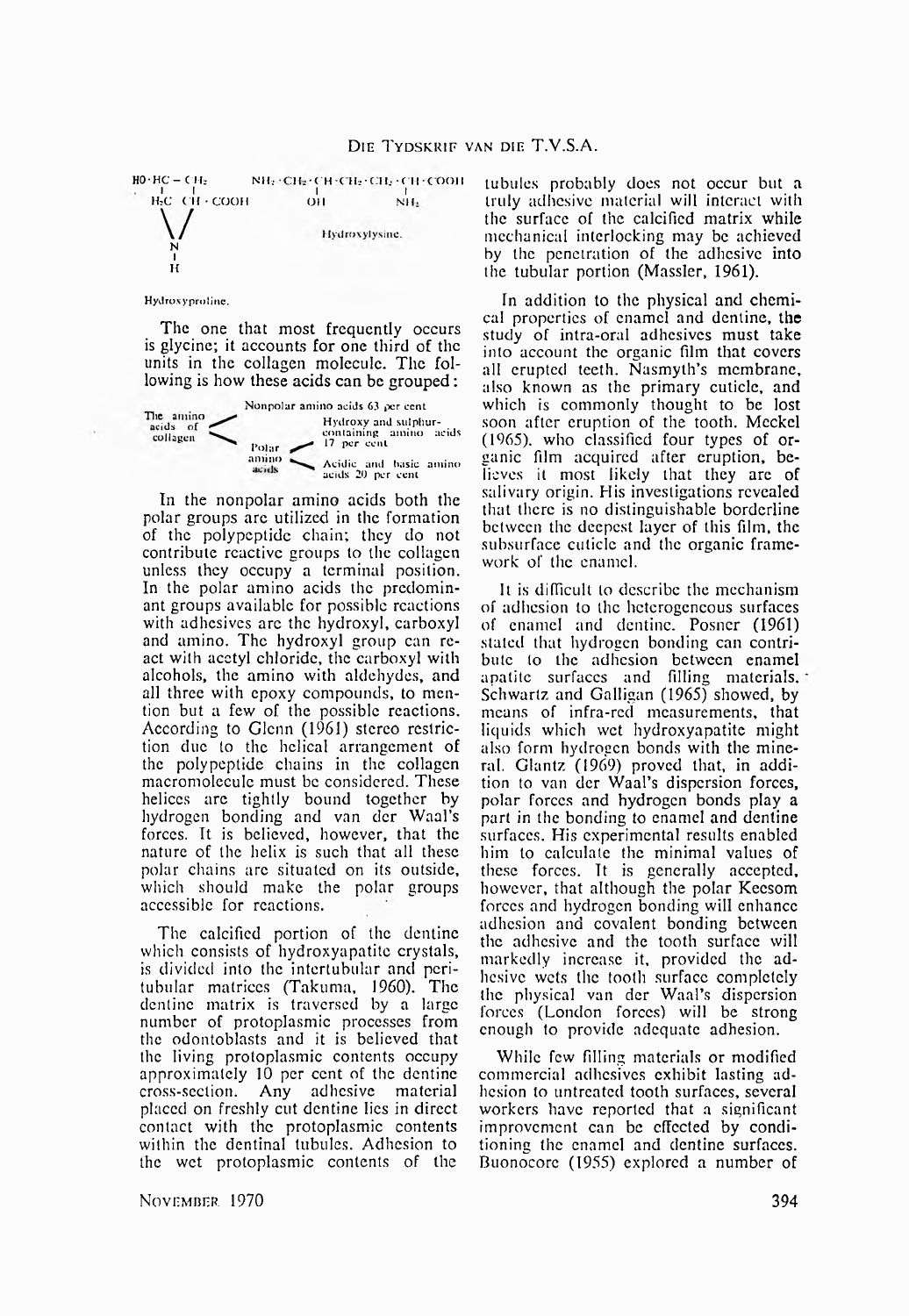$$HO \cdot HC - CH_2 \quad H_2C \;\; CH \cdot COOH \;\; \text{(ring via N-H)}$$

Hydroxyproline.

$$NH_2 \cdot CH_2 \cdot CH(OH) \cdot CH_2 \cdot CH_2 \cdot CH(NH_2) \cdot COOH$$

Hydroxylysine.

The one that most frequently occurs is glycine; it accounts for one third of the units in the collagen molecule. The following is how these acids can be grouped:

- The amino acids of collagen
  - Nonpolar amino acids 63 per cent
  - Polar amino acids
    - Hydroxy and sulphur-containing amino acids 17 per cent
    - Acidic and basic amino acids 20 per cent

In the nonpolar amino acids both the polar groups are utilized in the formation of the polypeptide chain; they do not contribute reactive groups to the collagen unless they occupy a terminal position. In the polar amino acids the predominant groups available for possible reactions with adhesives are the hydroxyl, carboxyl and amino. The hydroxyl group can react with acetyl chloride, the carboxyl with alcohols, the amino with aldehydes, and all three with epoxy compounds, to mention but a few of the possible reactions. According to Glenn (1961) stereo restriction due to the helical arrangement of the polypeptide chains in the collagen macromolecule must be considered. These helices are tightly bound together by hydrogen bonding and van der Waal's forces. It is believed, however, that the nature of the helix is such that all these polar chains are situated on its outside, which should make the polar groups accessible for reactions.

The calcified portion of the dentine which consists of hydroxyapatite crystals, is divided into the intertubular and peritubular matrices (Takuma, 1960). The dentine matrix is traversed by a large number of protoplasmic processes from the odontoblasts and it is believed that the living protoplasmic contents occupy approximately 10 per cent of the dentine cross-section. Any adhesive material placed on freshly cut dentine lies in direct contact with the protoplasmic contents within the dentinal tubules. Adhesion to the wet protoplasmic contents of the tubules probably does not occur but a truly adhesive material will interact with the surface of the calcified matrix while mechanical interlocking may be achieved by the penetration of the adhesive into the tubular portion (Massler, 1961).

In addition to the physical and chemical properties of enamel and dentine, the study of intra-oral adhesives must take into account the organic film that covers all erupted teeth. Nasmyth's membrane, also known as the primary cuticle, and which is commonly thought to be lost soon after eruption of the tooth. Meckel (1965), who classified four types of organic film acquired after eruption, believes it most likely that they are of salivary origin. His investigations revealed that there is no distinguishable borderline between the deepest layer of this film, the subsurface cuticle and the organic framework of the enamel.

It is difficult to describe the mechanism of adhesion to the heterogeneous surfaces of enamel and dentine. Posner (1961) stated that hydrogen bonding can contribute to the adhesion between enamel apatite surfaces and filling materials. Schwartz and Galligan (1965) showed, by means of infra-red measurements, that liquids which wet hydroxyapatite might also form hydrogen bonds with the mineral. Glantz (1969) proved that, in addition to van der Waal's dispersion forces, polar forces and hydrogen bonds play a part in the bonding to enamel and dentine surfaces. His experimental results enabled him to calculate the minimal values of these forces. It is generally accepted, however, that although the polar Keesom forces and hydrogen bonding will enhance adhesion and covalent bonding between the adhesive and the tooth surface will markedly increase it, provided the adhesive wets the tooth surface completely the physical van der Waal's dispersion forces (London forces) will be strong enough to provide adequate adhesion.

While few filling materials or modified commercial adhesives exhibit lasting adhesion to untreated tooth surfaces, several workers have reported that a significant improvement can be effected by conditioning the enamel and dentine surfaces. Buonocore (1955) explored a number of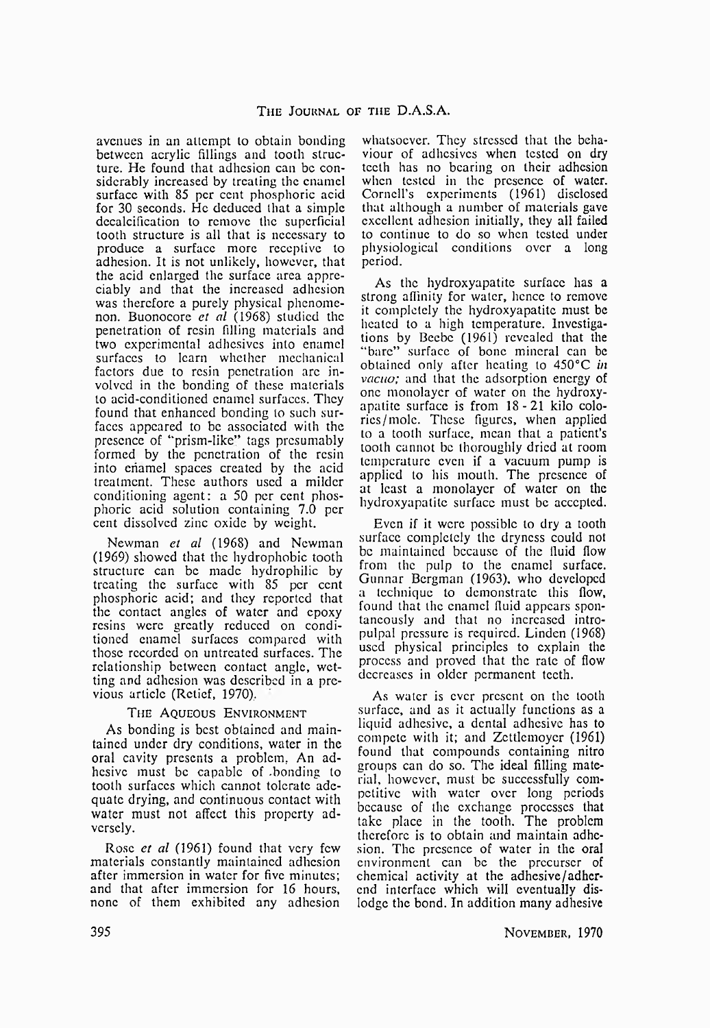avenues in an attempt to obtain bonding between acrylic fillings and tooth structure. He found that adhesion can be considerably increased by treating the enamel surface with 85 per cent phosphoric acid for 30 seconds. He deduced that a simple decalcification to remove the superficial tooth structure is all that is necessary to produce a surface more receptive to adhesion. It is not unlikely, however, that the acid enlarged the surface area appreciably and that the increased adhesion was therefore a purely physical phenomenon. Buonocore *et al* (1968) studied the penetration of resin filling materials and two experimental adhesives into enamel surfaces to learn whether mechanical factors due to resin penetration are involved in the bonding of these materials to acid-conditioned enamel surfaces. They found that enhanced bonding to such surfaces appeared to be associated with the presence of "prism-like" tags presumably formed by the penetration of the resin into enamel spaces created by the acid treatment. These authors used a milder conditioning agent: a 50 per cent phosphoric acid solution containing 7.0 per cent dissolved zinc oxide by weight.

Newman *et al* (1968) and Newman (1969) showed that the hydrophobic tooth structure can be made hydrophilic by treating the surface with 85 per cent phosphoric acid; and they reported that the contact angles of water and epoxy resins were greatly reduced on conditioned enamel surfaces compared with those recorded on untreated surfaces. The relationship between contact angle, wetting and adhesion was described in a previous article (Retief, 1970).

## The Aqueous Environment

As bonding is best obtained and maintained under dry conditions, water in the oral cavity presents a problem. An adhesive must be capable of bonding to tooth surfaces which cannot tolerate adequate drying, and continuous contact with water must not affect this property adversely.

Rose *et al* (1961) found that very few materials constantly maintained adhesion after immersion in water for five minutes; and that after immersion for 16 hours, none of them exhibited any adhesion whatsoever. They stressed that the behaviour of adhesives when tested on dry teeth has no bearing on their adhesion when tested in the presence of water. Cornell's experiments (1961) disclosed that although a number of materials gave excellent adhesion initially, they all failed to continue to do so when tested under physiological conditions over a long period.

As the hydroxyapatite surface has a strong affinity for water, hence to remove it completely the hydroxyapatite must be heated to a high temperature. Investigations by Beebe (1961) revealed that the "bare" surface of bone mineral can be obtained only after heating to 450°C *in vacuo;* and that the adsorption energy of one monolayer of water on the hydroxyapatite surface is from 18 - 21 kilo colories/mole. These figures, when applied to a tooth surface, mean that a patient's tooth cannot be thoroughly dried at room temperature even if a vacuum pump is applied to his mouth. The presence of at least a monolayer of water on the hydroxyapatite surface must be accepted.

Even if it were possible to dry a tooth surface completely the dryness could not be maintained because of the fluid flow from the pulp to the enamel surface. Gunnar Bergman (1963), who developed a technique to demonstrate this flow, found that the enamel fluid appears spontaneously and that no increased intrapulpal pressure is required. Linden (1968) used physical principles to explain the process and proved that the rate of flow decreases in older permanent teeth.

As water is ever present on the tooth surface, and as it actually functions as a liquid adhesive, a dental adhesive has to compete with it; and Zettlemoyer (1961) found that compounds containing nitro groups can do so. The ideal filling material, however, must be successfully competitive with water over long periods because of the exchange processes that take place in the tooth. The problem therefore is to obtain and maintain adhesion. The presence of water in the oral environment can be the precurser of chemical activity at the adhesive/adherend interface which will eventually dislodge the bond. In addition many adhesive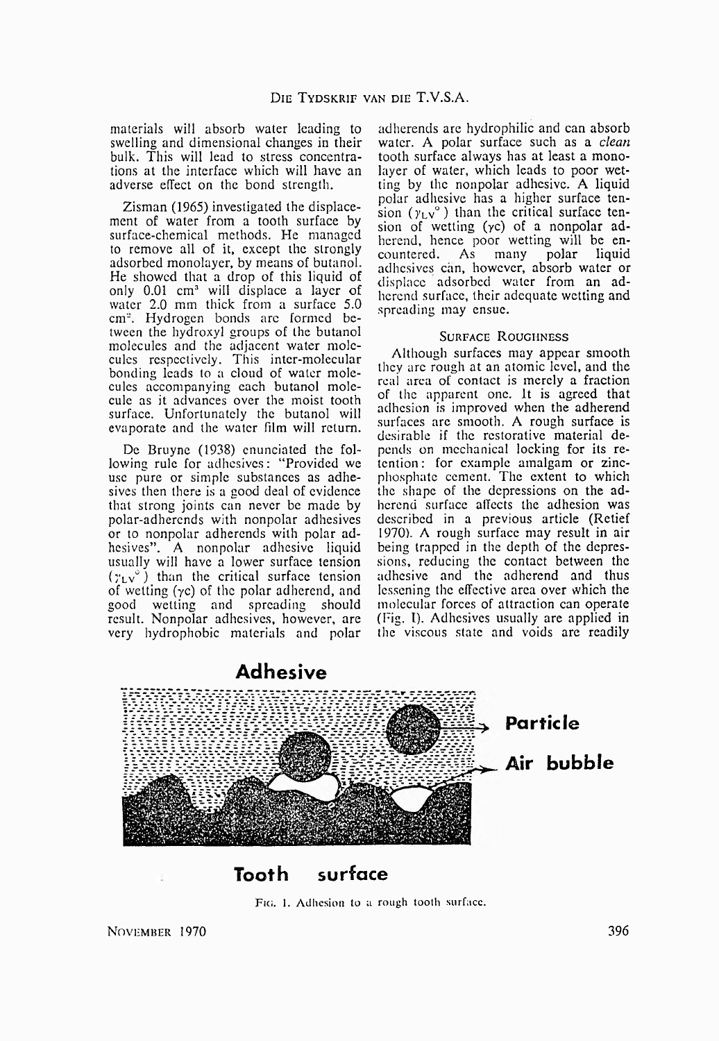materials will absorb water leading to swelling and dimensional changes in their bulk. This will lead to stress concentrations at the interface which will have an adverse effect on the bond strength.

Zisman (1965) investigated the displacement of water from a tooth surface by surface-chemical methods. He managed to remove all of it, except the strongly adsorbed monolayer, by means of butanol. He showed that a drop of this liquid of only 0.01 $cm^3$ will displace a layer of water 2.0 mm thick from a surface 5.0 $cm^2$. Hydrogen bonds are formed between the hydroxyl groups of the butanol molecules and the adjacent water molecules respectively. This inter-molecular bonding leads to a cloud of water molecules accompanying each butanol molecule as it advances over the moist tooth surface. Unfortunately the butanol will evaporate and the water film will return.

De Bruyne (1938) enunciated the following rule for adhesives: "Provided we use pure or simple substances as adhesives then there is a good deal of evidence that strong joints can never be made by polar-adherends with nonpolar adhesives or to nonpolar adherends with polar adhesives". A nonpolar adhesive liquid usually will have a lower surface tension ($\gamma_{LV}^{\circ}$) than the critical surface tension of wetting ($\gamma c$) of the polar adherend, and good wetting and spreading should result. Nonpolar adhesives, however, are very hydrophobic materials and polar adherends are hydrophilic and can absorb water. A polar surface such as a *clean* tooth surface always has at least a monolayer of water, which leads to poor wetting by the nonpolar adhesive. A liquid polar adhesive has a higher surface tension ($\gamma_{LV}^{\circ}$) than the critical surface tension of wetting ($\gamma c$) of a nonpolar adherend, hence poor wetting will be encountered. As many polar liquid adhesives can, however, absorb water or displace adsorbed water from an adherend surface, their adequate wetting and spreading may ensue.

## Surface Roughness

Although surfaces may appear smooth they are rough at an atomic level, and the real area of contact is merely a fraction of the apparent one. It is agreed that adhesion is improved when the adherend surfaces are smooth. A rough surface is desirable if the restorative material depends on mechanical locking for its retention: for example amalgam or zinc-phosphate cement. The extent to which the shape of the depressions on the adherend surface affects the adhesion was described in a previous article (Retief 1970). A rough surface may result in air being trapped in the depth of the depressions, reducing the contact between the adhesive and the adherend and thus lessening the effective area over which the molecular forces of attraction can operate (Fig. 1). Adhesives usually are applied in the viscous state and voids are readily

Adhesive

Particle

Air bubble

Tooth surface

Fig. 1. Adhesion to a rough tooth surface.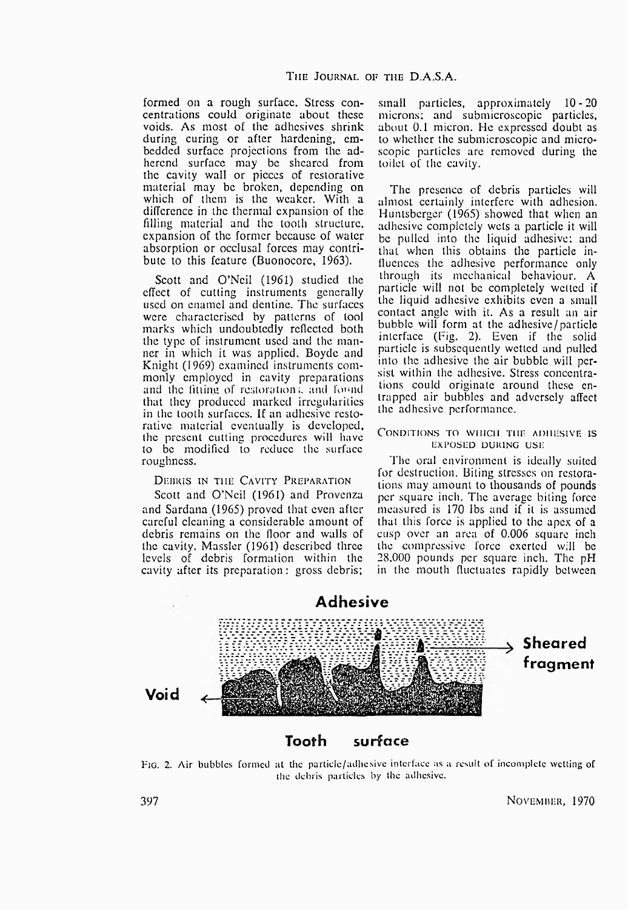formed on a rough surface. Stress concentrations could originate about these voids. As most of the adhesives shrink during curing or after hardening, embedded surface projections from the adherend surface may be sheared from the cavity wall or pieces of restorative material may be broken, depending on which of them is the weaker. With a difference in the thermal expansion of the filling material and the tooth structure, expansion of the former because of water absorption or occlusal forces may contribute to this feature (Buonocore, 1963).

Scott and O'Neil (1961) studied the effect of cutting instruments generally used on enamel and dentine. The surfaces were characterised by patterns of tool marks which undoubtedly reflected both the type of instrument used and the manner in which it was applied. Boyde and Knight (1969) examined instruments commonly employed in cavity preparations and the fitting of restorations and found that they produced marked irregularities in the tooth surfaces. If an adhesive restorative material eventually is developed, the present cutting procedures will have to be modified to reduce the surface roughness.

### Debris in the Cavity Preparation

Scott and O'Neil (1961) and Provenza and Sardana (1965) proved that even after careful cleaning a considerable amount of debris remains on the floor and walls of the cavity. Massler (1961) described three levels of debris formation within the cavity after its preparation: gross debris; small particles, approximately 10 - 20 microns; and submicroscopic particles, about 0.1 micron. He expressed doubt as to whether the submicroscopic and microscopic particles are removed during the toilet of the cavity.

The presence of debris particles will almost certainly interfere with adhesion. Huntsberger (1965) showed that when an adhesive completely wets a particle it will be pulled into the liquid adhesive; and that when this obtains the particle influences the adhesive performance only through its mechanical behaviour. A particle will not be completely wetted if the liquid adhesive exhibits even a small contact angle with it. As a result an air bubble will form at the adhesive/particle interface (Fig. 2). Even if the solid particle is subsequently wetted and pulled into the adhesive the air bubble will persist within the adhesive. Stress concentrations could originate around these entrapped air bubbles and adversely affect the adhesive performance.

### Conditions to which the Adhesive is Exposed during Use

The oral environment is ideally suited for destruction. Biting stresses on restorations may amount to thousands of pounds per square inch. The average biting force measured is 170 lbs and if it is assumed that this force is applied to the apex of a cusp over an area of 0.006 square inch the compressive force exerted will be 28,000 pounds per square inch. The pH in the mouth fluctuates rapidly between

Adhesive — Sheared fragment — Void — Tooth surface

Fig. 2. Air bubbles formed at the particle/adhesive interface as a result of incomplete wetting of the debris particles by the adhesive.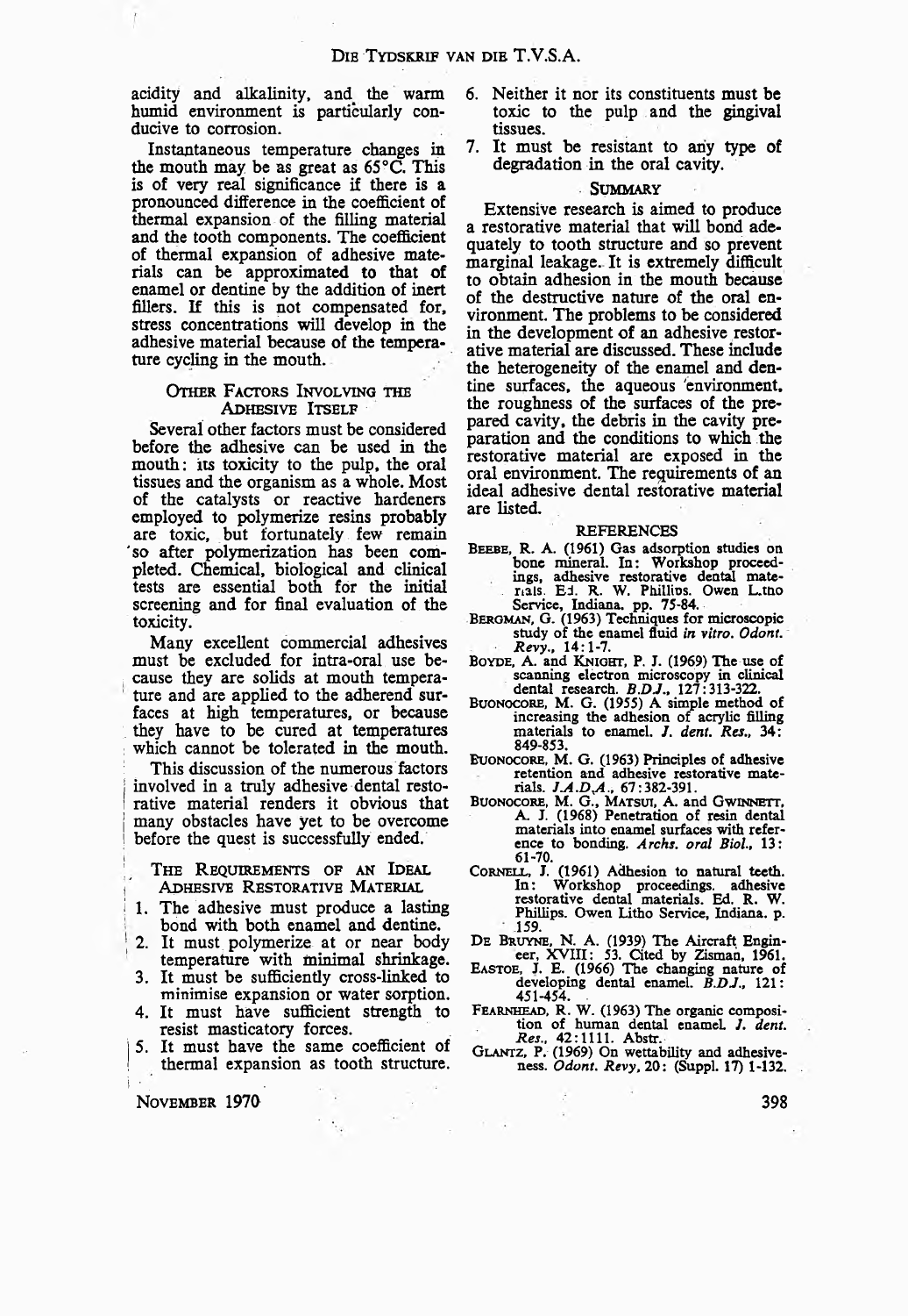acidity and alkalinity, and the warm humid environment is particularly conducive to corrosion.

Instantaneous temperature changes in the mouth may be as great as 65°C. This is of very real significance if there is a pronounced difference in the coefficient of thermal expansion of the filling material and the tooth components. The coefficient of thermal expansion of adhesive materials can be approximated to that of enamel or dentine by the addition of inert fillers. If this is not compensated for, stress concentrations will develop in the adhesive material because of the temperature cycling in the mouth.

## Other Factors Involving the Adhesive Itself

Several other factors must be considered before the adhesive can be used in the mouth: its toxicity to the pulp, the oral tissues and the organism as a whole. Most of the catalysts or reactive hardeners employed to polymerize resins probably are toxic, but fortunately few remain so after polymerization has been completed. Chemical, biological and clinical tests are essential both for the initial screening and for final evaluation of the toxicity.

Many excellent commercial adhesives must be excluded for intra-oral use because they are solids at mouth temperature and are applied to the adherend surfaces at high temperatures, or because they have to be cured at temperatures which cannot be tolerated in the mouth.

This discussion of the numerous factors involved in a truly adhesive dental restorative material renders it obvious that many obstacles have yet to be overcome before the quest is successfully ended.

## The Requirements of an Ideal Adhesive Restorative Material

1. The adhesive must produce a lasting bond with both enamel and dentine.
2. It must polymerize at or near body temperature with minimal shrinkage.
3. It must be sufficiently cross-linked to minimise expansion or water sorption.
4. It must have sufficient strength to resist masticatory forces.
5. It must have the same coefficient of thermal expansion as tooth structure.
6. Neither it nor its constituents must be toxic to the pulp and the gingival tissues.
7. It must be resistant to any type of degradation in the oral cavity.

## Summary

Extensive research is aimed to produce a restorative material that will bond adequately to tooth structure and so prevent marginal leakage. It is extremely difficult to obtain adhesion in the mouth because of the destructive nature of the oral environment. The problems to be considered in the development of an adhesive restorative material are discussed. These include the heterogeneity of the enamel and dentine surfaces, the aqueous environment, the roughness of the surfaces of the prepared cavity, the debris in the cavity preparation and the conditions to which the restorative material are exposed in the oral environment. The requirements of an ideal adhesive dental restorative material are listed.

## References

Beebe, R. A. (1961) Gas adsorption studies on bone mineral. In: Workshop proceedings, adhesive restorative dental materials. Ed. R. W. Phillips. Owen Litho Service, Indiana. pp. 75-84.

Bergman, G. (1963) Techniques for microscopic study of the enamel fluid *in vitro*. *Odont. Revy.*, 14: 1-7.

Boyde, A. and Knight, P. J. (1969) The use of scanning electron microscopy in clinical dental research. *B.D.J.*, 127: 313-322.

Buonocore, M. G. (1955) A simple method of increasing the adhesion of acrylic filling materials to enamel. *J. dent. Res.*, 34: 849-853.

Buonocore, M. G. (1963) Principles of adhesive retention and adhesive restorative materials. *J.A.D.A.*, 67: 382-391.

Buonocore, M. G., Matsui, A. and Gwinnett, A. J. (1968) Penetration of resin dental materials into enamel surfaces with reference to bonding. *Archs. oral Biol.*, 13: 61-70.

Cornell, J. (1961) Adhesion to natural teeth. In: Workshop proceedings. adhesive restorative dental materials. Ed. R. W. Phillips. Owen Litho Service, Indiana. p. 159.

De Bruyne, N. A. (1939) The Aircraft Engineer, XVIII: 53. Cited by Zisman, 1961.

Eastoe, J. E. (1966) The changing nature of developing dental enamel. *B.D.J.*, 121: 451-454.

Fearnhead, R. W. (1963) The organic composition of human dental enamel. *J. dent. Res.*, 42: 1111. Abstr.

Glantz, P. (1969) On wettability and adhesiveness. *Odont. Revy*, 20: (Suppl. 17) 1-132.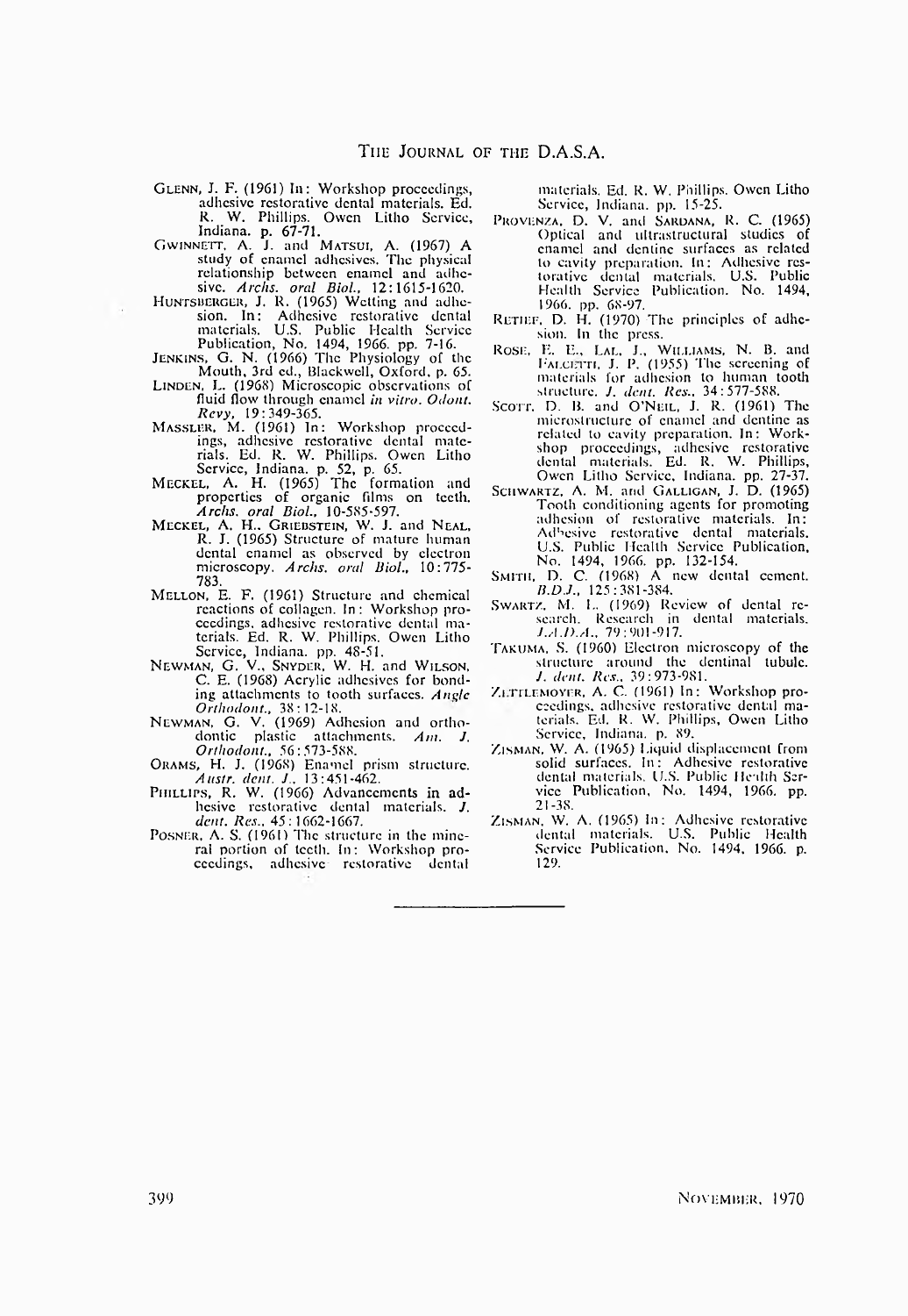Glenn, J. F. (1961) In: Workshop proceedings, adhesive restorative dental materials. Ed. R. W. Phillips. Owen Litho Service, Indiana. p. 67-71.

Gwinnett, A. J. and Matsui, A. (1967) A study of enamel adhesives. The physical relationship between enamel and adhesive. *Archs. oral Biol.*, 12:1615-1620.

Huntsberger, J. R. (1965) Wetting and adhesion. In: Adhesive restorative dental materials. U.S. Public Health Service Publication, No. 1494, 1966. pp. 7-16.

Jenkins, G. N. (1966) The Physiology of the Mouth, 3rd ed., Blackwell, Oxford, p. 65.

Linden, L. (1968) Microscopic observations of fluid flow through enamel *in vitro*. *Odont. Revy*, 19:349-365.

Massler, M. (1961) In: Workshop proceedings, adhesive restorative dental materials. Ed. R. W. Phillips. Owen Litho Service, Indiana. p. 52, p. 65.

Meckel, A. H. (1965) The formation and properties of organic films on teeth. *Archs. oral Biol.*, 10-585-597.

Meckel, A. H., Griebstein, W. J. and Neal, R. J. (1965) Structure of mature human dental enamel as observed by electron microscopy. *Archs. oral Biol.*, 10:775-783.

Mellon, E. F. (1961) Structure and chemical reactions of collagen. In: Workshop proceedings, adhesive restorative dental materials. Ed. R. W. Phillips. Owen Litho Service, Indiana. pp. 48-51.

Newman, G. V., Snyder, W. H. and Wilson, C. E. (1968) Acrylic adhesives for bonding attachments to tooth surfaces. *Angle Orthodont.*, 38:12-18.

Newman, G. V. (1969) Adhesion and orthodontic plastic attachments. *Am. J. Orthodont.*, 56:573-588.

Orams, H. J. (1968) Enamel prism structure. *Austr. dent. J.*, 13:451-462.

Phillips, R. W. (1966) Advancements in adhesive restorative dental materials. *J. dent. Res.*, 45:1662-1667.

Posner, A. S. (1961) The structure in the mineral portion of teeth. In: Workshop proceedings, adhesive restorative dental materials. Ed. R. W. Phillips. Owen Litho Service, Indiana. pp. 15-25.

Provenza, D. V. and Sardana, R. C. (1965) Optical and ultrastructural studies of enamel and dentine surfaces as related to cavity preparation. In: Adhesive restorative dental materials. U.S. Public Health Service Publication. No. 1494, 1966. pp. 68-97.

Retief, D. H. (1970) The principles of adhesion. In the press.

Rose, E. E., Lal, J., Williams, N. B. and Falcetti, J. P. (1955) The screening of materials for adhesion to human tooth structure. *J. dent. Res.*, 34:577-588.

Scott, D. B. and O'Neil, J. R. (1961) The microstructure of enamel and dentine as related to cavity preparation. In: Workshop proceedings, adhesive restorative dental materials. Ed. R. W. Phillips, Owen Litho Service, Indiana. pp. 27-37.

Schwartz, A. M. and Galligan, J. D. (1965) Tooth conditioning agents for promoting adhesion of restorative materials. In: Adhesive restorative dental materials. U.S. Public Health Service Publication, No. 1494, 1966. pp. 132-154.

Smith, D. C. (1968) A new dental cement. *B.D.J.*, 125:381-384.

Swartz, M. L. (1969) Review of dental research. Research in dental materials. *J.A.D.A.*, 79:901-917.

Takuma, S. (1960) Electron microscopy of the structure around the dentinal tubule. *J. dent. Res.*, 39:973-981.

Zettlemoyer, A. C. (1961) In: Workshop proceedings, adhesive restorative dental materials. Ed. R. W. Phillips, Owen Litho Service, Indiana. p. 89.

Zisman, W. A. (1965) Liquid displacement from solid surfaces. In: Adhesive restorative dental materials. U.S. Public Health Service Publication, No. 1494, 1966. pp. 21-38.

Zisman, W. A. (1965) In: Adhesive restorative dental materials. U.S. Public Health Service Publication, No. 1494, 1966. p. 129.